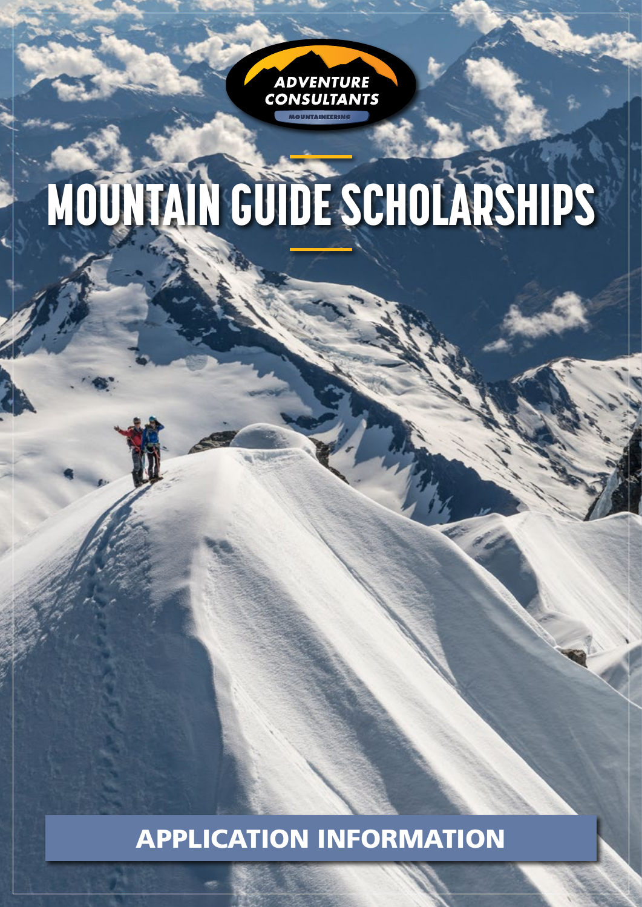ADVENTURE CONSULTANTS

MOUNTAINEERING

# MOUNTAIN GUIDE SCHOLARSHIPS

## APPLICATION INFORMATION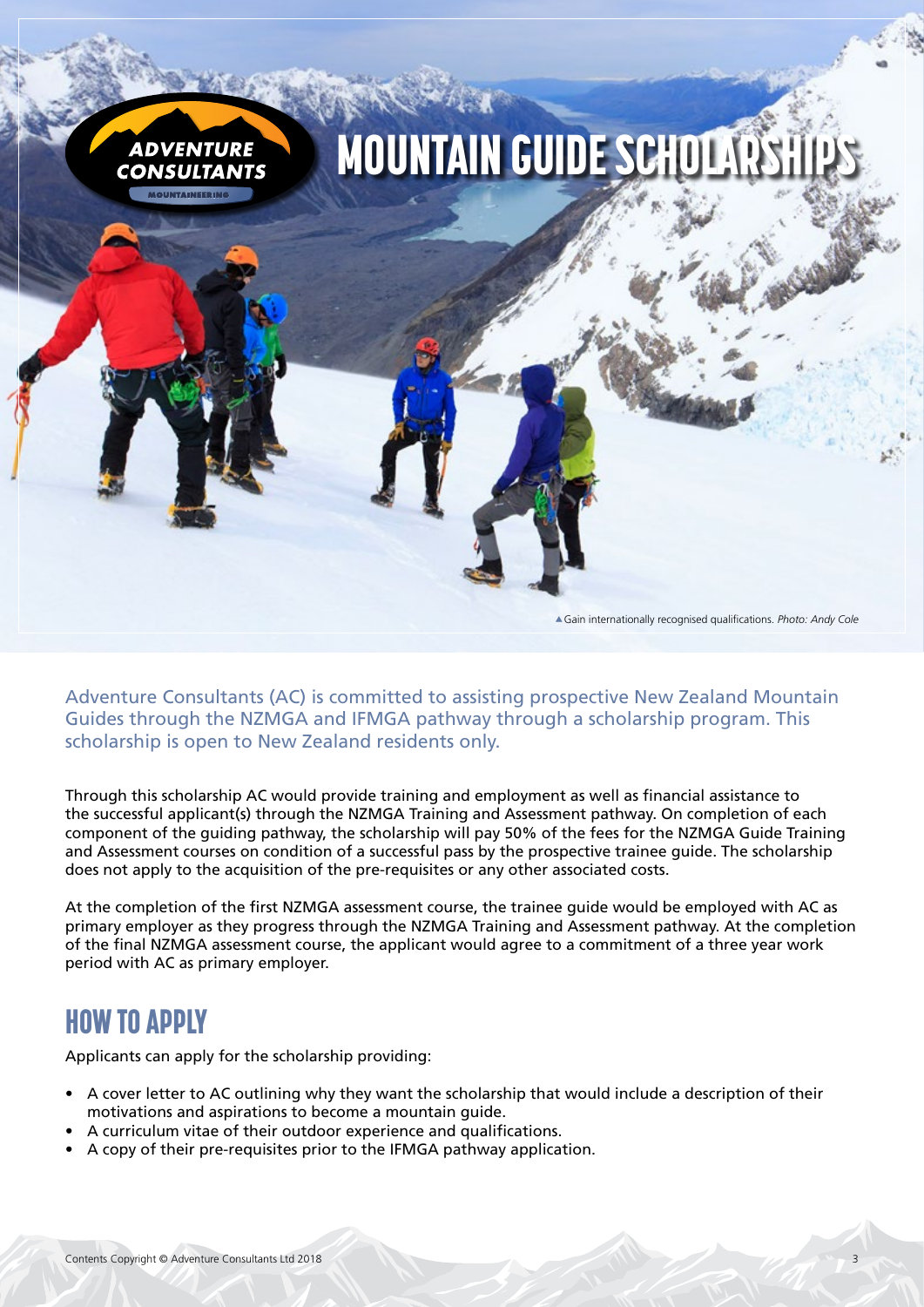# MOUNTAIN GUIDE SCHOLARSHIPS

▲Gain internationally recognised qualifications. *Photo: Andy Cole*

Adventure Consultants (AC) is committed to assisting prospective New Zealand Mountain Guides through the NZMGA and IFMGA pathway through a scholarship program. This scholarship is open to New Zealand residents only.

Through this scholarship AC would provide training and employment as well as financial assistance to the successful applicant(s) through the NZMGA Training and Assessment pathway. On completion of each component of the guiding pathway, the scholarship will pay 50% of the fees for the NZMGA Guide Training and Assessment courses on condition of a successful pass by the prospective trainee guide. The scholarship does not apply to the acquisition of the pre-requisites or any other associated costs.

At the completion of the first NZMGA assessment course, the trainee guide would be employed with AC as primary employer as they progress through the NZMGA Training and Assessment pathway. At the completion of the final NZMGA assessment course, the applicant would agree to a commitment of a three year work period with AC as primary employer.

## HOW TO APPLY

Applicants can apply for the scholarship providing:

- A cover letter to AC outlining why they want the scholarship that would include a description of their motivations and aspirations to become a mountain guide.
- A curriculum vitae of their outdoor experience and qualifications.
- A copy of their pre-requisites prior to the IFMGA pathway application.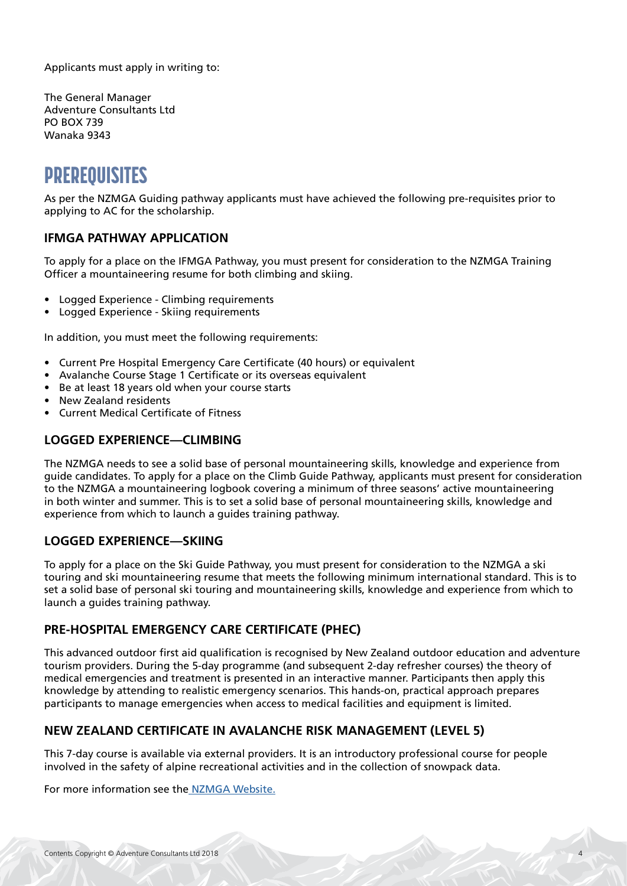Applicants must apply in writing to:

The General Manager
Adventure Consultants Ltd
PO BOX 739
Wanaka 9343

# PREREQUISITES

As per the NZMGA Guiding pathway applicants must have achieved the following pre-requisites prior to applying to AC for the scholarship.

### IFMGA PATHWAY APPLICATION

To apply for a place on the IFMGA Pathway, you must present for consideration to the NZMGA Training Officer a mountaineering resume for both climbing and skiing.

- Logged Experience - Climbing requirements
- Logged Experience - Skiing requirements

In addition, you must meet the following requirements:

- Current Pre Hospital Emergency Care Certificate (40 hours) or equivalent
- Avalanche Course Stage 1 Certificate or its overseas equivalent
- Be at least 18 years old when your course starts
- New Zealand residents
- Current Medical Certificate of Fitness

### LOGGED EXPERIENCE—CLIMBING

The NZMGA needs to see a solid base of personal mountaineering skills, knowledge and experience from guide candidates. To apply for a place on the Climb Guide Pathway, applicants must present for consideration to the NZMGA a mountaineering logbook covering a minimum of three seasons' active mountaineering in both winter and summer. This is to set a solid base of personal mountaineering skills, knowledge and experience from which to launch a guides training pathway.

### LOGGED EXPERIENCE—SKIING

To apply for a place on the Ski Guide Pathway, you must present for consideration to the NZMGA a ski touring and ski mountaineering resume that meets the following minimum international standard. This is to set a solid base of personal ski touring and mountaineering skills, knowledge and experience from which to launch a guides training pathway.

### PRE-HOSPITAL EMERGENCY CARE CERTIFICATE (PHEC)

This advanced outdoor first aid qualification is recognised by New Zealand outdoor education and adventure tourism providers. During the 5-day programme (and subsequent 2-day refresher courses) the theory of medical emergencies and treatment is presented in an interactive manner. Participants then apply this knowledge by attending to realistic emergency scenarios. This hands-on, practical approach prepares participants to manage emergencies when access to medical facilities and equipment is limited.

### NEW ZEALAND CERTIFICATE IN AVALANCHE RISK MANAGEMENT (LEVEL 5)

This 7-day course is available via external providers. It is an introductory professional course for people involved in the safety of alpine recreational activities and in the collection of snowpack data.

For more information see the NZMGA Website.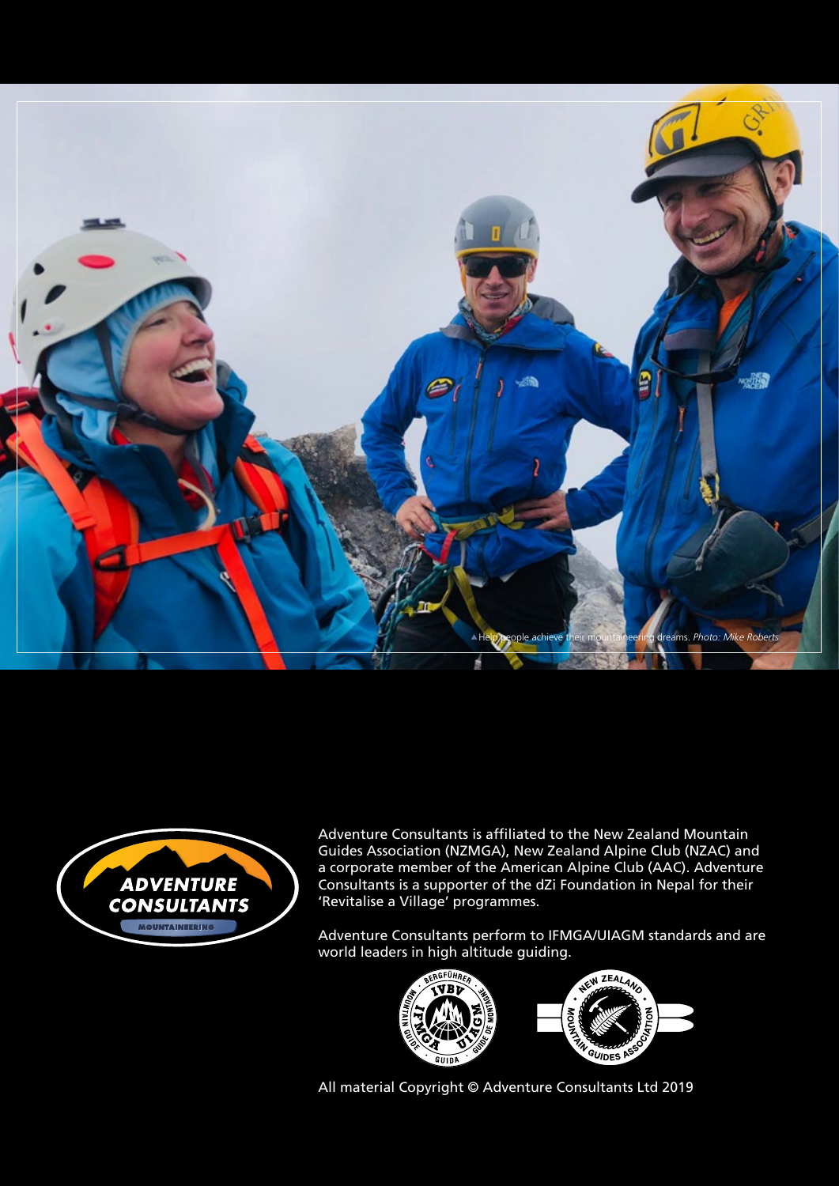▲Help people achieve their mountaineering dreams. *Photo: Mike Roberts*

Adventure Consultants is affiliated to the New Zealand Mountain Guides Association (NZMGA), New Zealand Alpine Club (NZAC) and a corporate member of the American Alpine Club (AAC). Adventure Consultants is a supporter of the dZi Foundation in Nepal for their 'Revitalise a Village' programmes.

Adventure Consultants perform to IFMGA/UIAGM standards and are world leaders in high altitude guiding.

All material Copyright © Adventure Consultants Ltd 2019